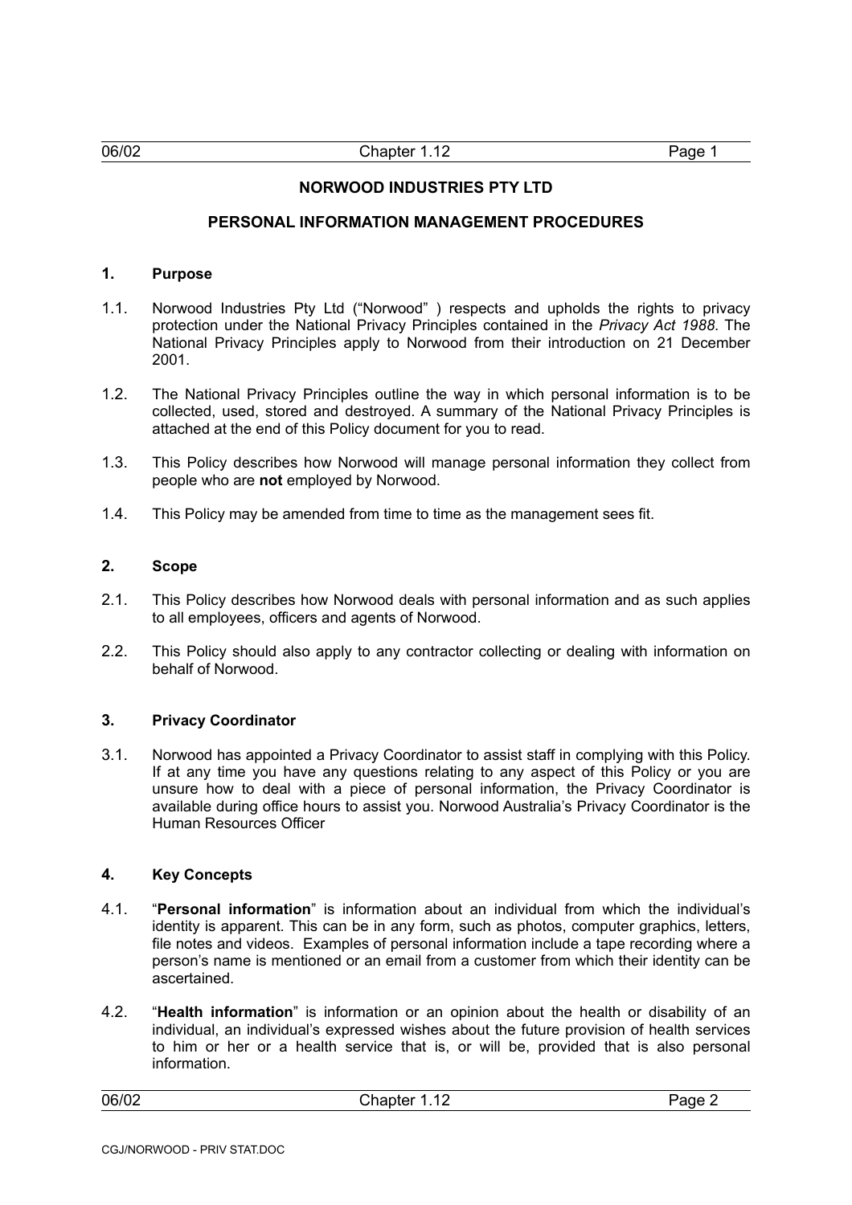# NORWOOD INDUSTRIES PTY LTD

## PERSONAL INFORMATION MANAGEMENT PROCEDURES

### 1. Purpose

1.1. Norwood Industries Pty Ltd ("Norwood" ) respects and upholds the rights to privacy protection under the National Privacy Principles contained in the *Privacy Act 1988*. The National Privacy Principles apply to Norwood from their introduction on 21 December 2001.

1.2. The National Privacy Principles outline the way in which personal information is to be collected, used, stored and destroyed. A summary of the National Privacy Principles is attached at the end of this Policy document for you to read.

1.3. This Policy describes how Norwood will manage personal information they collect from people who are **not** employed by Norwood.

1.4. This Policy may be amended from time to time as the management sees fit.

### 2. Scope

2.1. This Policy describes how Norwood deals with personal information and as such applies to all employees, officers and agents of Norwood.

2.2. This Policy should also apply to any contractor collecting or dealing with information on behalf of Norwood.

### 3. Privacy Coordinator

3.1. Norwood has appointed a Privacy Coordinator to assist staff in complying with this Policy. If at any time you have any questions relating to any aspect of this Policy or you are unsure how to deal with a piece of personal information, the Privacy Coordinator is available during office hours to assist you. Norwood Australia's Privacy Coordinator is the Human Resources Officer

### 4. Key Concepts

4.1. "**Personal information**" is information about an individual from which the individual's identity is apparent. This can be in any form, such as photos, computer graphics, letters, file notes and videos. Examples of personal information include a tape recording where a person's name is mentioned or an email from a customer from which their identity can be ascertained.

4.2. "**Health information**" is information or an opinion about the health or disability of an individual, an individual's expressed wishes about the future provision of health services to him or her or a health service that is, or will be, provided that is also personal information.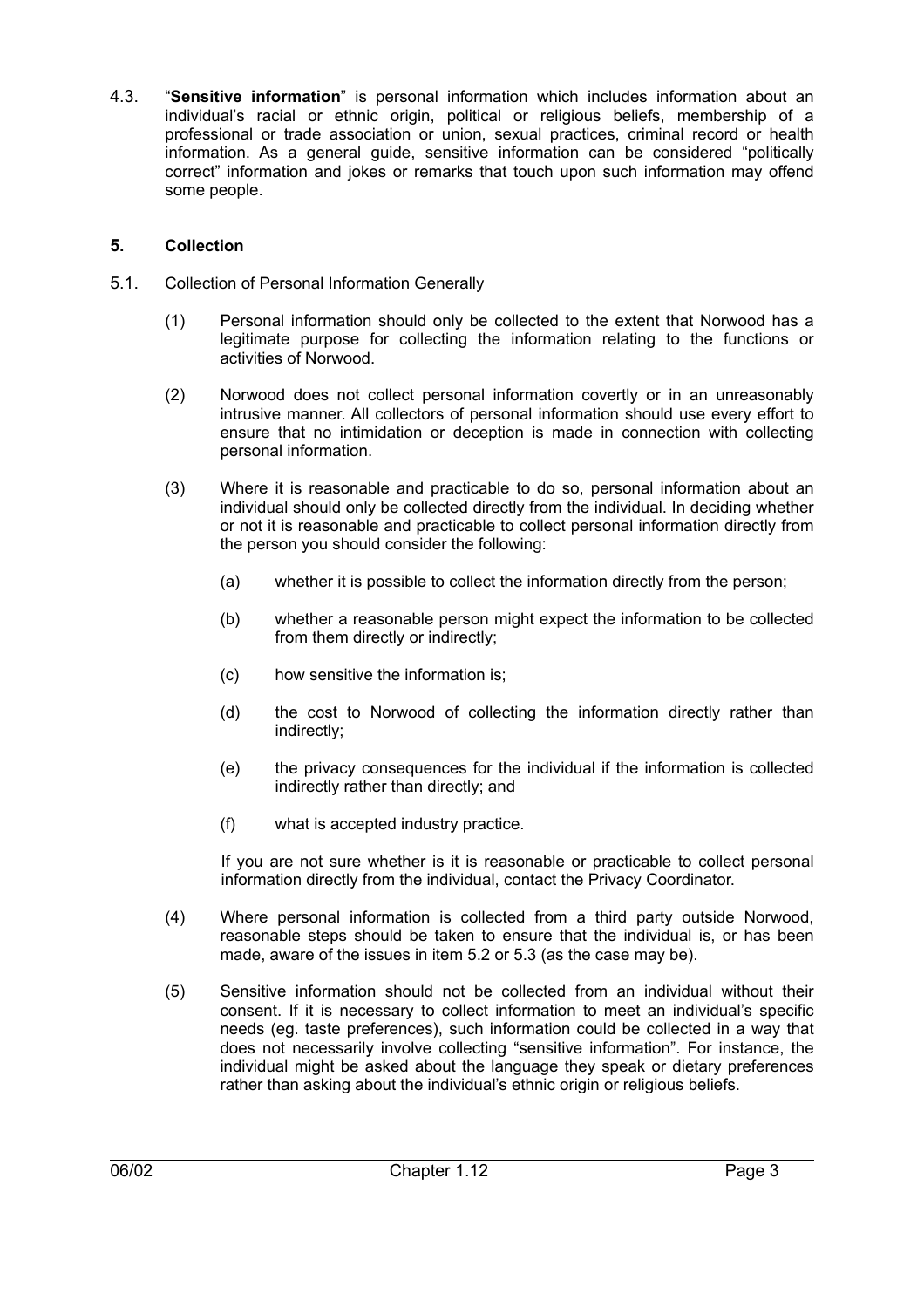4.3. "**Sensitive information**" is personal information which includes information about an individual's racial or ethnic origin, political or religious beliefs, membership of a professional or trade association or union, sexual practices, criminal record or health information. As a general guide, sensitive information can be considered "politically correct" information and jokes or remarks that touch upon such information may offend some people.

## 5. Collection

5.1. Collection of Personal Information Generally

(1) Personal information should only be collected to the extent that Norwood has a legitimate purpose for collecting the information relating to the functions or activities of Norwood.

(2) Norwood does not collect personal information covertly or in an unreasonably intrusive manner. All collectors of personal information should use every effort to ensure that no intimidation or deception is made in connection with collecting personal information.

(3) Where it is reasonable and practicable to do so, personal information about an individual should only be collected directly from the individual. In deciding whether or not it is reasonable and practicable to collect personal information directly from the person you should consider the following:

(a) whether it is possible to collect the information directly from the person;

(b) whether a reasonable person might expect the information to be collected from them directly or indirectly;

(c) how sensitive the information is;

(d) the cost to Norwood of collecting the information directly rather than indirectly;

(e) the privacy consequences for the individual if the information is collected indirectly rather than directly; and

(f) what is accepted industry practice.

If you are not sure whether is it is reasonable or practicable to collect personal information directly from the individual, contact the Privacy Coordinator.

(4) Where personal information is collected from a third party outside Norwood, reasonable steps should be taken to ensure that the individual is, or has been made, aware of the issues in item 5.2 or 5.3 (as the case may be).

(5) Sensitive information should not be collected from an individual without their consent. If it is necessary to collect information to meet an individual's specific needs (eg. taste preferences), such information could be collected in a way that does not necessarily involve collecting "sensitive information". For instance, the individual might be asked about the language they speak or dietary preferences rather than asking about the individual's ethnic origin or religious beliefs.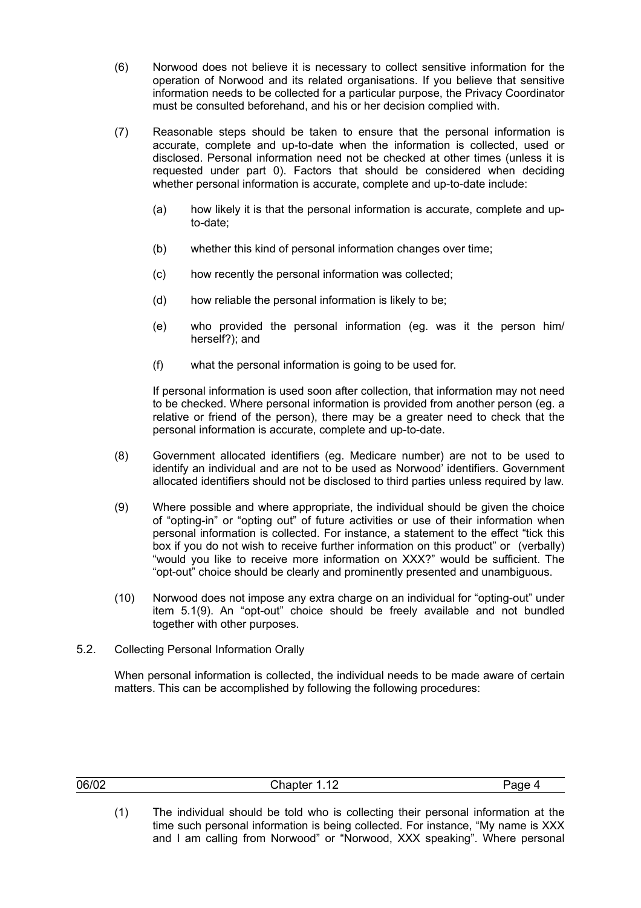(6) Norwood does not believe it is necessary to collect sensitive information for the operation of Norwood and its related organisations. If you believe that sensitive information needs to be collected for a particular purpose, the Privacy Coordinator must be consulted beforehand, and his or her decision complied with.

(7) Reasonable steps should be taken to ensure that the personal information is accurate, complete and up-to-date when the information is collected, used or disclosed. Personal information need not be checked at other times (unless it is requested under part 0). Factors that should be considered when deciding whether personal information is accurate, complete and up-to-date include:

(a) how likely it is that the personal information is accurate, complete and up-to-date;

(b) whether this kind of personal information changes over time;

(c) how recently the personal information was collected;

(d) how reliable the personal information is likely to be;

(e) who provided the personal information (eg. was it the person him/ herself?); and

(f) what the personal information is going to be used for.

If personal information is used soon after collection, that information may not need to be checked. Where personal information is provided from another person (eg. a relative or friend of the person), there may be a greater need to check that the personal information is accurate, complete and up-to-date.

(8) Government allocated identifiers (eg. Medicare number) are not to be used to identify an individual and are not to be used as Norwood' identifiers. Government allocated identifiers should not be disclosed to third parties unless required by law.

(9) Where possible and where appropriate, the individual should be given the choice of "opting-in" or "opting out" of future activities or use of their information when personal information is collected. For instance, a statement to the effect "tick this box if you do not wish to receive further information on this product" or (verbally) "would you like to receive more information on XXX?" would be sufficient. The "opt-out" choice should be clearly and prominently presented and unambiguous.

(10) Norwood does not impose any extra charge on an individual for "opting-out" under item 5.1(9). An "opt-out" choice should be freely available and not bundled together with other purposes.

5.2. Collecting Personal Information Orally

When personal information is collected, the individual needs to be made aware of certain matters. This can be accomplished by following the following procedures:

(1) The individual should be told who is collecting their personal information at the time such personal information is being collected. For instance, "My name is XXX and I am calling from Norwood" or "Norwood, XXX speaking". Where personal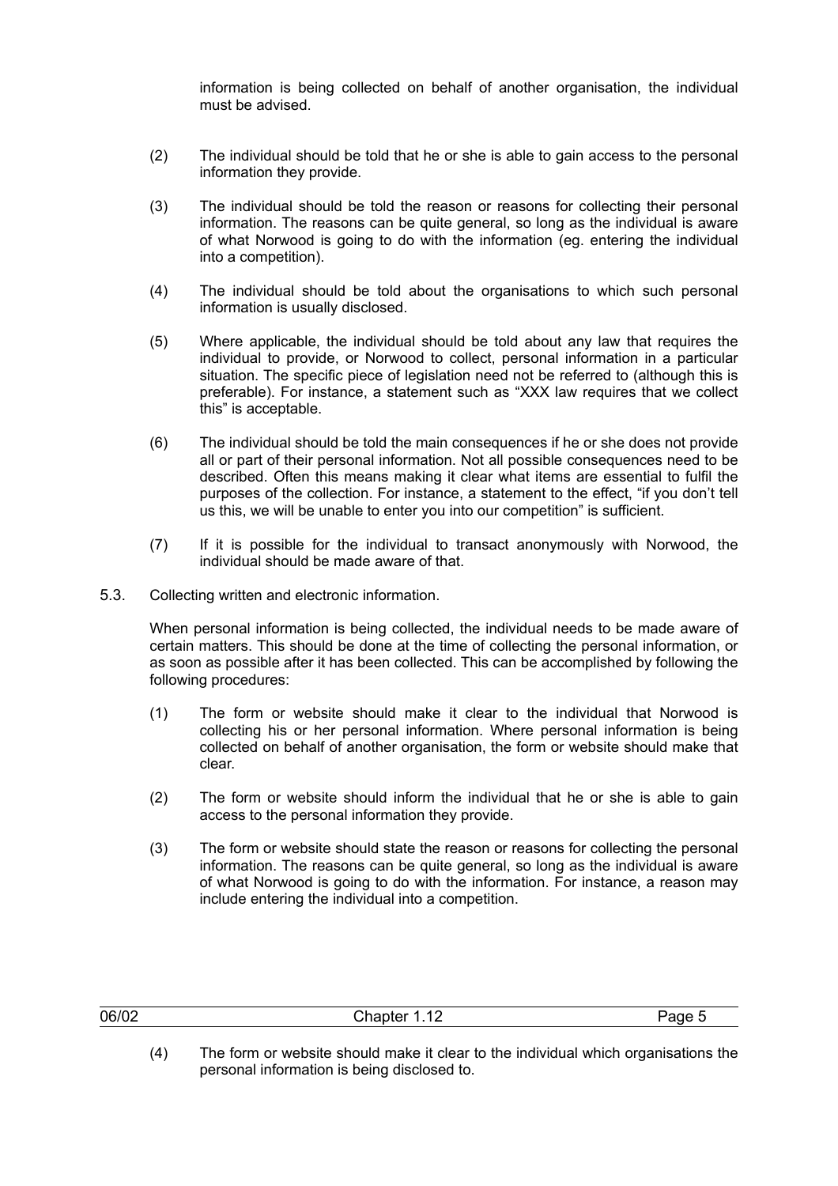information is being collected on behalf of another organisation, the individual must be advised.

(2) The individual should be told that he or she is able to gain access to the personal information they provide.

(3) The individual should be told the reason or reasons for collecting their personal information. The reasons can be quite general, so long as the individual is aware of what Norwood is going to do with the information (eg. entering the individual into a competition).

(4) The individual should be told about the organisations to which such personal information is usually disclosed.

(5) Where applicable, the individual should be told about any law that requires the individual to provide, or Norwood to collect, personal information in a particular situation. The specific piece of legislation need not be referred to (although this is preferable). For instance, a statement such as "XXX law requires that we collect this" is acceptable.

(6) The individual should be told the main consequences if he or she does not provide all or part of their personal information. Not all possible consequences need to be described. Often this means making it clear what items are essential to fulfil the purposes of the collection. For instance, a statement to the effect, "if you don't tell us this, we will be unable to enter you into our competition" is sufficient.

(7) If it is possible for the individual to transact anonymously with Norwood, the individual should be made aware of that.

5.3. Collecting written and electronic information.

When personal information is being collected, the individual needs to be made aware of certain matters. This should be done at the time of collecting the personal information, or as soon as possible after it has been collected. This can be accomplished by following the following procedures:

(1) The form or website should make it clear to the individual that Norwood is collecting his or her personal information. Where personal information is being collected on behalf of another organisation, the form or website should make that clear.

(2) The form or website should inform the individual that he or she is able to gain access to the personal information they provide.

(3) The form or website should state the reason or reasons for collecting the personal information. The reasons can be quite general, so long as the individual is aware of what Norwood is going to do with the information. For instance, a reason may include entering the individual into a competition.

(4) The form or website should make it clear to the individual which organisations the personal information is being disclosed to.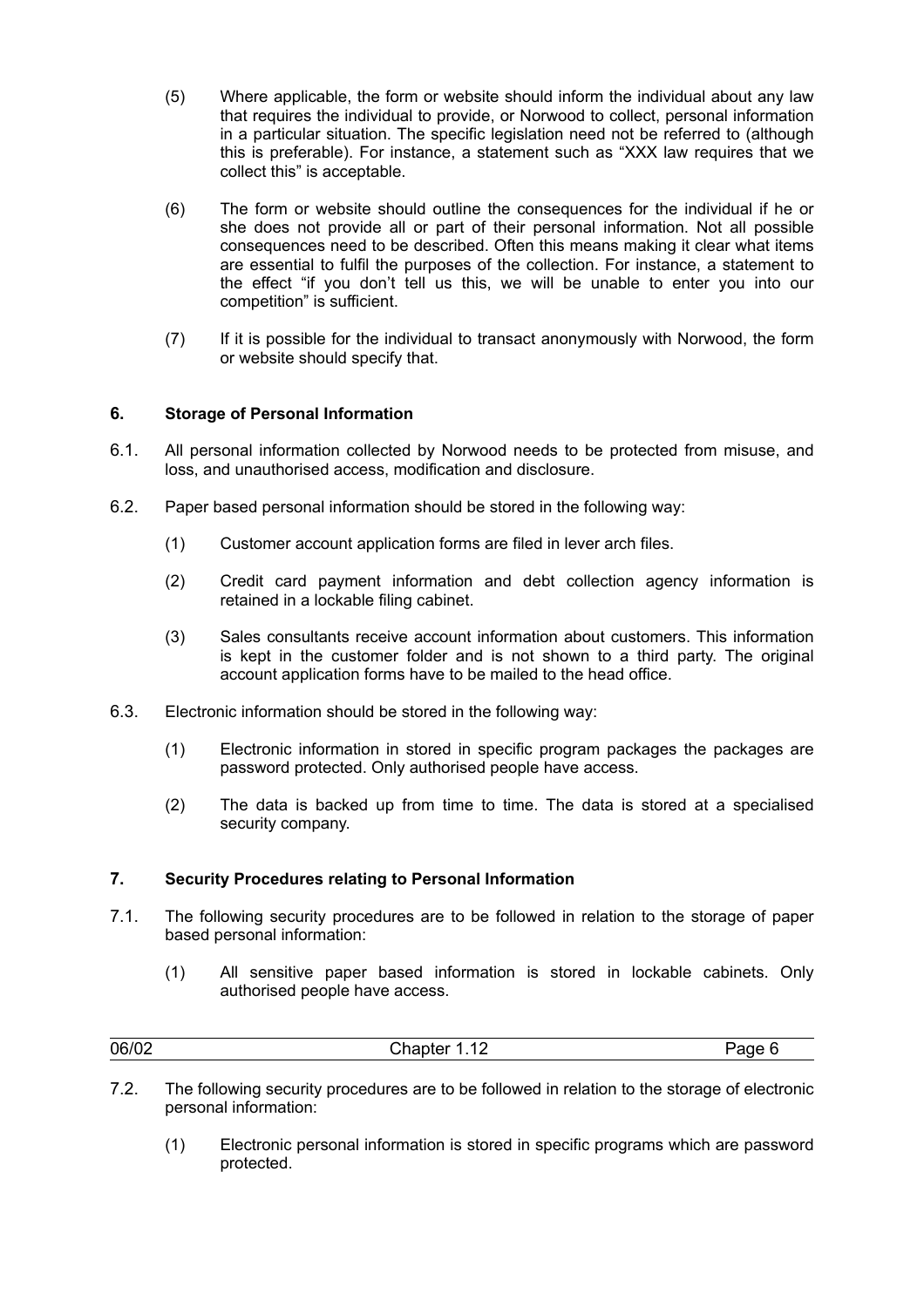(5) Where applicable, the form or website should inform the individual about any law that requires the individual to provide, or Norwood to collect, personal information in a particular situation. The specific legislation need not be referred to (although this is preferable). For instance, a statement such as "XXX law requires that we collect this" is acceptable.

(6) The form or website should outline the consequences for the individual if he or she does not provide all or part of their personal information. Not all possible consequences need to be described. Often this means making it clear what items are essential to fulfil the purposes of the collection. For instance, a statement to the effect "if you don't tell us this, we will be unable to enter you into our competition" is sufficient.

(7) If it is possible for the individual to transact anonymously with Norwood, the form or website should specify that.

## 6. Storage of Personal Information

6.1. All personal information collected by Norwood needs to be protected from misuse, and loss, and unauthorised access, modification and disclosure.

6.2. Paper based personal information should be stored in the following way:

(1) Customer account application forms are filed in lever arch files.

(2) Credit card payment information and debt collection agency information is retained in a lockable filing cabinet.

(3) Sales consultants receive account information about customers. This information is kept in the customer folder and is not shown to a third party. The original account application forms have to be mailed to the head office.

6.3. Electronic information should be stored in the following way:

(1) Electronic information in stored in specific program packages the packages are password protected. Only authorised people have access.

(2) The data is backed up from time to time. The data is stored at a specialised security company.

## 7. Security Procedures relating to Personal Information

7.1. The following security procedures are to be followed in relation to the storage of paper based personal information:

(1) All sensitive paper based information is stored in lockable cabinets. Only authorised people have access.

7.2. The following security procedures are to be followed in relation to the storage of electronic personal information:

(1) Electronic personal information is stored in specific programs which are password protected.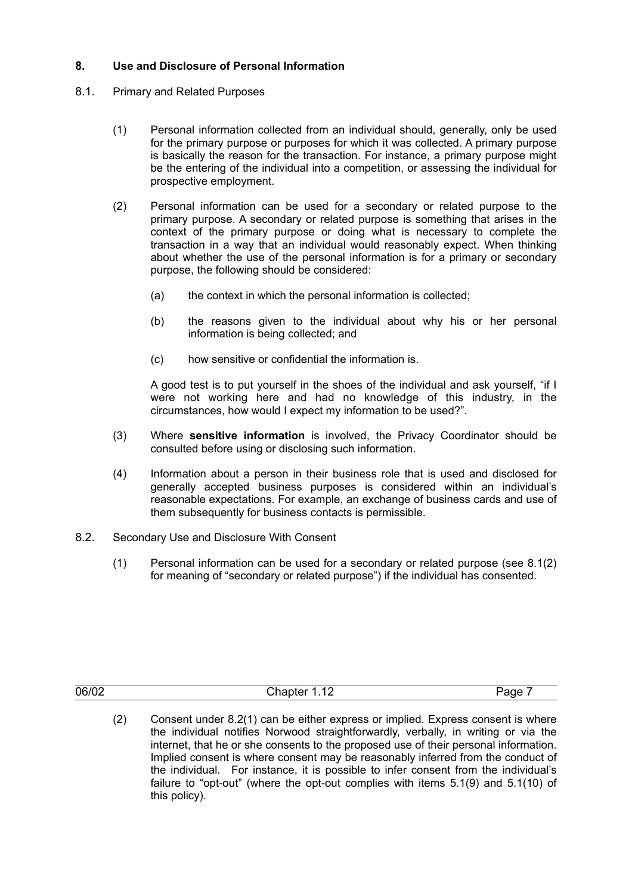## 8. Use and Disclosure of Personal Information

8.1. Primary and Related Purposes

(1) Personal information collected from an individual should, generally, only be used for the primary purpose or purposes for which it was collected. A primary purpose is basically the reason for the transaction. For instance, a primary purpose might be the entering of the individual into a competition, or assessing the individual for prospective employment.

(2) Personal information can be used for a secondary or related purpose to the primary purpose. A secondary or related purpose is something that arises in the context of the primary purpose or doing what is necessary to complete the transaction in a way that an individual would reasonably expect. When thinking about whether the use of the personal information is for a primary or secondary purpose, the following should be considered:

   (a) the context in which the personal information is collected;

   (b) the reasons given to the individual about why his or her personal information is being collected; and

   (c) how sensitive or confidential the information is.

A good test is to put yourself in the shoes of the individual and ask yourself, "if I were not working here and had no knowledge of this industry, in the circumstances, how would I expect my information to be used?".

(3) Where **sensitive information** is involved, the Privacy Coordinator should be consulted before using or disclosing such information.

(4) Information about a person in their business role that is used and disclosed for generally accepted business purposes is considered within an individual's reasonable expectations. For example, an exchange of business cards and use of them subsequently for business contacts is permissible.

8.2. Secondary Use and Disclosure With Consent

(1) Personal information can be used for a secondary or related purpose (see 8.1(2) for meaning of "secondary or related purpose") if the individual has consented.

(2) Consent under 8.2(1) can be either express or implied. Express consent is where the individual notifies Norwood straightforwardly, verbally, in writing or via the internet, that he or she consents to the proposed use of their personal information. Implied consent is where consent may be reasonably inferred from the conduct of the individual. For instance, it is possible to infer consent from the individual's failure to "opt-out" (where the opt-out complies with items 5.1(9) and 5.1(10) of this policy).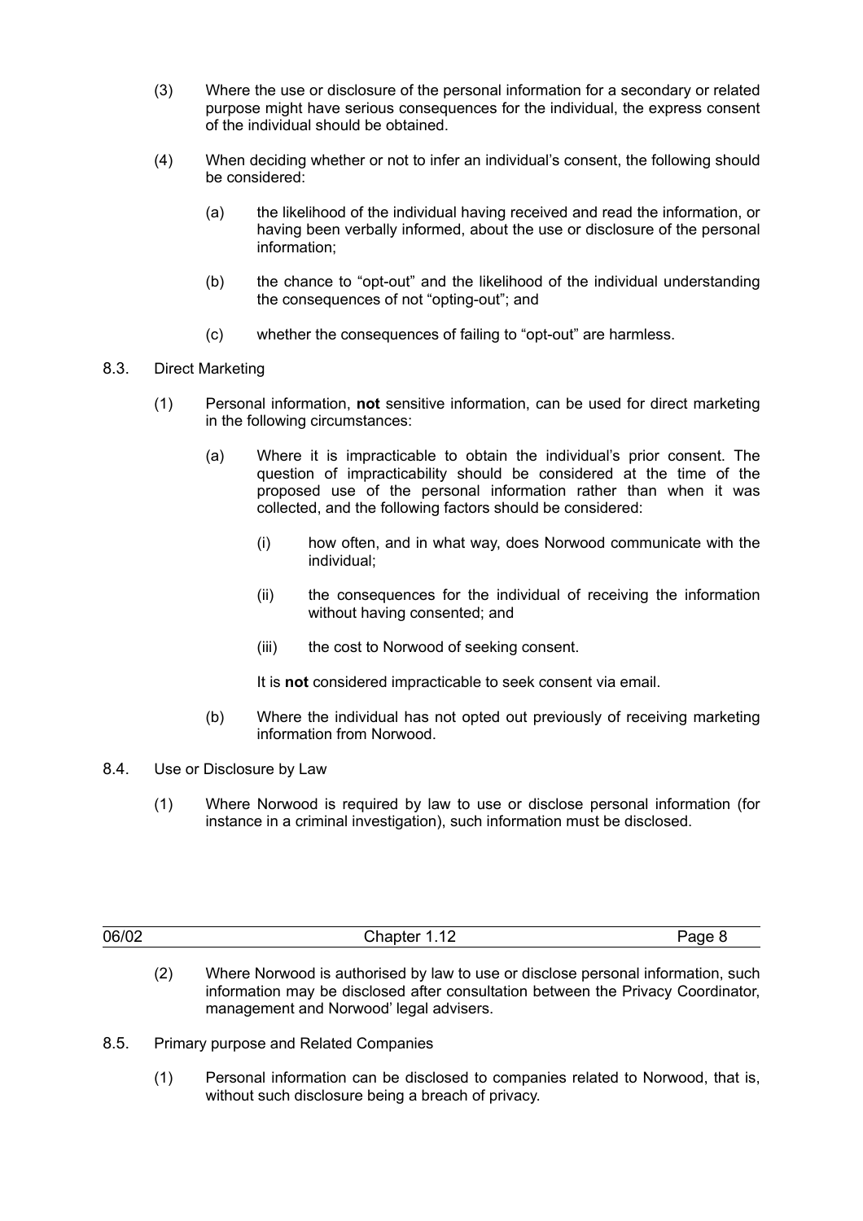(3) Where the use or disclosure of the personal information for a secondary or related purpose might have serious consequences for the individual, the express consent of the individual should be obtained.

(4) When deciding whether or not to infer an individual's consent, the following should be considered:

(a) the likelihood of the individual having received and read the information, or having been verbally informed, about the use or disclosure of the personal information;

(b) the chance to "opt-out" and the likelihood of the individual understanding the consequences of not "opting-out"; and

(c) whether the consequences of failing to "opt-out" are harmless.

8.3. Direct Marketing

(1) Personal information, **not** sensitive information, can be used for direct marketing in the following circumstances:

(a) Where it is impracticable to obtain the individual's prior consent. The question of impracticability should be considered at the time of the proposed use of the personal information rather than when it was collected, and the following factors should be considered:

(i) how often, and in what way, does Norwood communicate with the individual;

(ii) the consequences for the individual of receiving the information without having consented; and

(iii) the cost to Norwood of seeking consent.

It is **not** considered impracticable to seek consent via email.

(b) Where the individual has not opted out previously of receiving marketing information from Norwood.

8.4. Use or Disclosure by Law

(1) Where Norwood is required by law to use or disclose personal information (for instance in a criminal investigation), such information must be disclosed.

(2) Where Norwood is authorised by law to use or disclose personal information, such information may be disclosed after consultation between the Privacy Coordinator, management and Norwood' legal advisers.

8.5. Primary purpose and Related Companies

(1) Personal information can be disclosed to companies related to Norwood, that is, without such disclosure being a breach of privacy.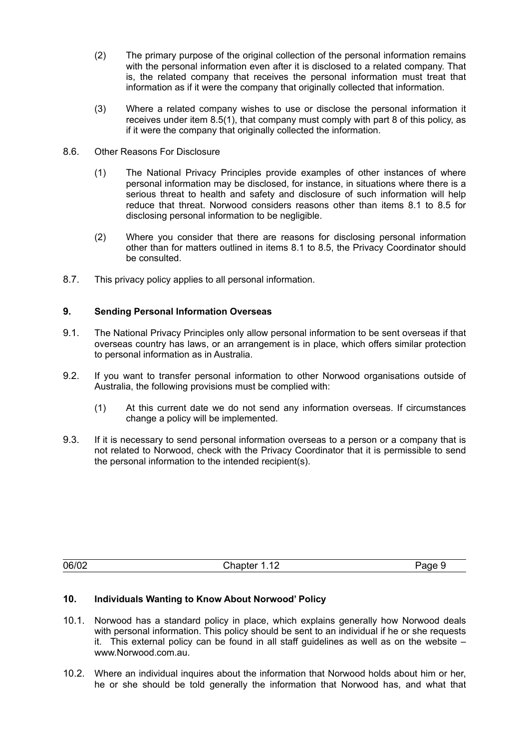(2) The primary purpose of the original collection of the personal information remains with the personal information even after it is disclosed to a related company. That is, the related company that receives the personal information must treat that information as if it were the company that originally collected that information.

(3) Where a related company wishes to use or disclose the personal information it receives under item 8.5(1), that company must comply with part 8 of this policy, as if it were the company that originally collected the information.

8.6. Other Reasons For Disclosure

(1) The National Privacy Principles provide examples of other instances of where personal information may be disclosed, for instance, in situations where there is a serious threat to health and safety and disclosure of such information will help reduce that threat. Norwood considers reasons other than items 8.1 to 8.5 for disclosing personal information to be negligible.

(2) Where you consider that there are reasons for disclosing personal information other than for matters outlined in items 8.1 to 8.5, the Privacy Coordinator should be consulted.

8.7. This privacy policy applies to all personal information.

**9. Sending Personal Information Overseas**

9.1. The National Privacy Principles only allow personal information to be sent overseas if that overseas country has laws, or an arrangement is in place, which offers similar protection to personal information as in Australia.

9.2. If you want to transfer personal information to other Norwood organisations outside of Australia, the following provisions must be complied with:

(1) At this current date we do not send any information overseas. If circumstances change a policy will be implemented.

9.3. If it is necessary to send personal information overseas to a person or a company that is not related to Norwood, check with the Privacy Coordinator that it is permissible to send the personal information to the intended recipient(s).

**10. Individuals Wanting to Know About Norwood' Policy**

10.1. Norwood has a standard policy in place, which explains generally how Norwood deals with personal information. This policy should be sent to an individual if he or she requests it. This external policy can be found in all staff guidelines as well as on the website – www.Norwood.com.au.

10.2. Where an individual inquires about the information that Norwood holds about him or her, he or she should be told generally the information that Norwood has, and what that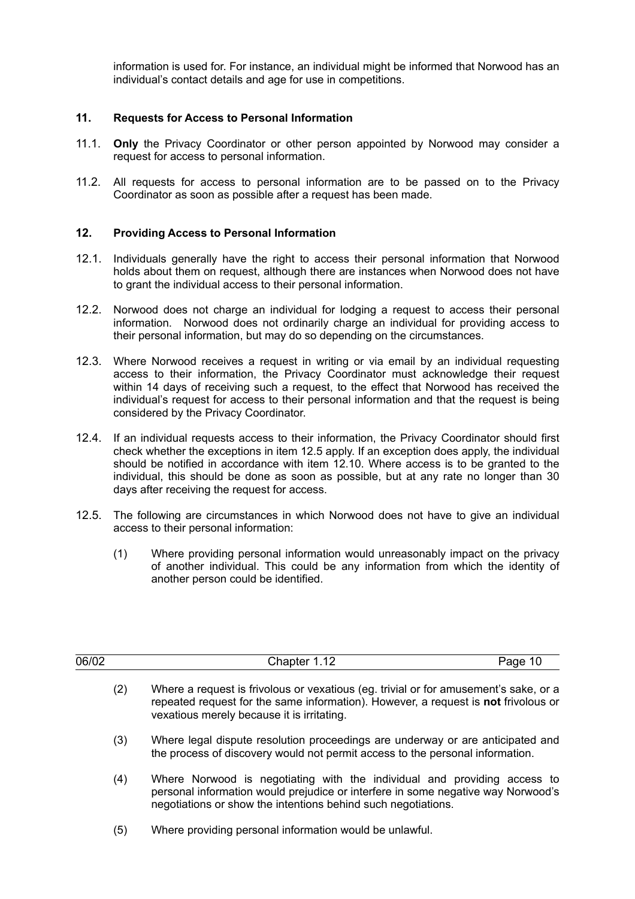information is used for. For instance, an individual might be informed that Norwood has an individual's contact details and age for use in competitions.

## 11. Requests for Access to Personal Information

11.1. **Only** the Privacy Coordinator or other person appointed by Norwood may consider a request for access to personal information.

11.2. All requests for access to personal information are to be passed on to the Privacy Coordinator as soon as possible after a request has been made.

## 12. Providing Access to Personal Information

12.1. Individuals generally have the right to access their personal information that Norwood holds about them on request, although there are instances when Norwood does not have to grant the individual access to their personal information.

12.2. Norwood does not charge an individual for lodging a request to access their personal information. Norwood does not ordinarily charge an individual for providing access to their personal information, but may do so depending on the circumstances.

12.3. Where Norwood receives a request in writing or via email by an individual requesting access to their information, the Privacy Coordinator must acknowledge their request within 14 days of receiving such a request, to the effect that Norwood has received the individual's request for access to their personal information and that the request is being considered by the Privacy Coordinator.

12.4. If an individual requests access to their information, the Privacy Coordinator should first check whether the exceptions in item 12.5 apply. If an exception does apply, the individual should be notified in accordance with item 12.10. Where access is to be granted to the individual, this should be done as soon as possible, but at any rate no longer than 30 days after receiving the request for access.

12.5. The following are circumstances in which Norwood does not have to give an individual access to their personal information:

(1) Where providing personal information would unreasonably impact on the privacy of another individual. This could be any information from which the identity of another person could be identified.

(2) Where a request is frivolous or vexatious (eg. trivial or for amusement's sake, or a repeated request for the same information). However, a request is **not** frivolous or vexatious merely because it is irritating.

(3) Where legal dispute resolution proceedings are underway or are anticipated and the process of discovery would not permit access to the personal information.

(4) Where Norwood is negotiating with the individual and providing access to personal information would prejudice or interfere in some negative way Norwood's negotiations or show the intentions behind such negotiations.

(5) Where providing personal information would be unlawful.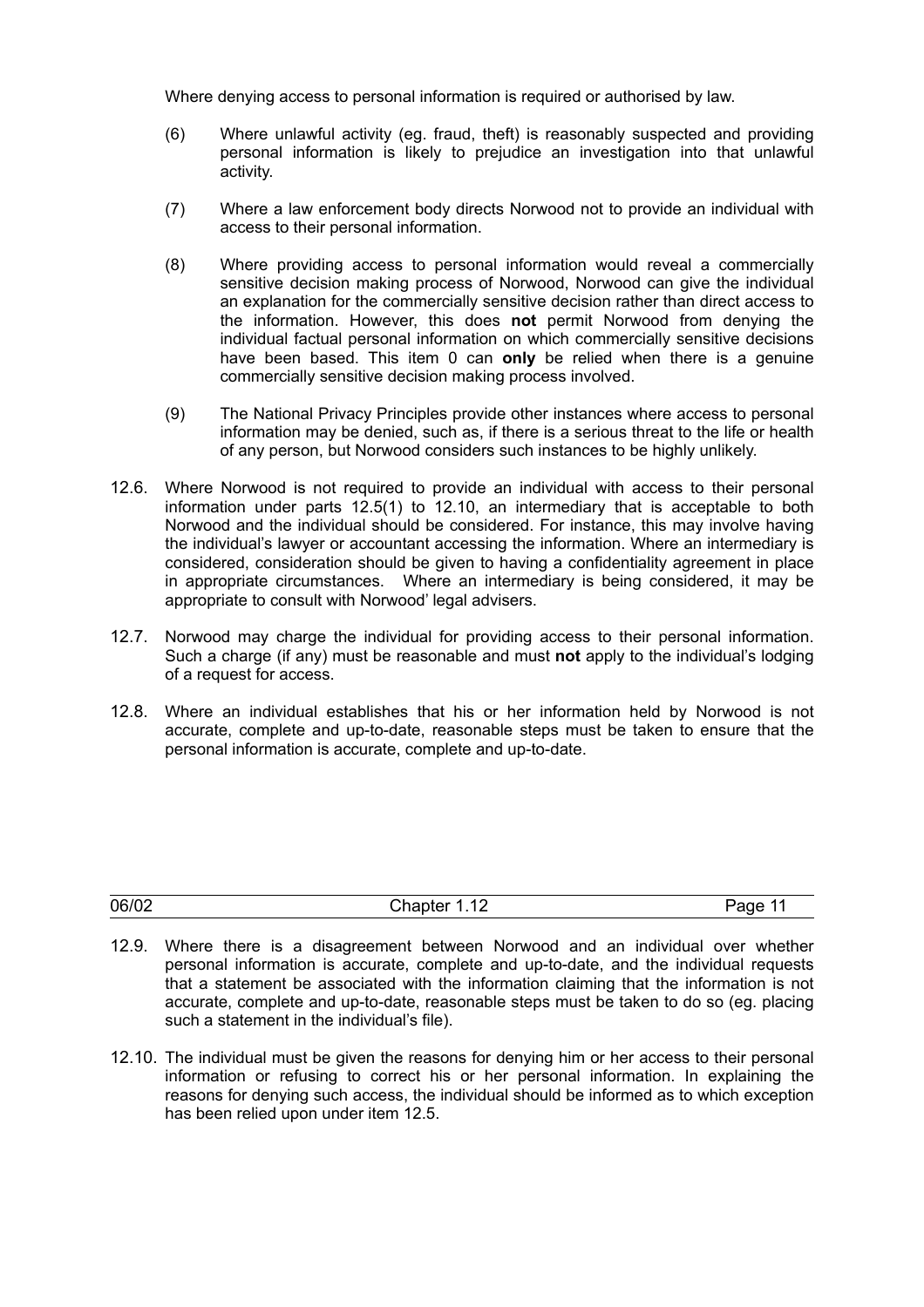Where denying access to personal information is required or authorised by law.

(6) Where unlawful activity (eg. fraud, theft) is reasonably suspected and providing personal information is likely to prejudice an investigation into that unlawful activity.

(7) Where a law enforcement body directs Norwood not to provide an individual with access to their personal information.

(8) Where providing access to personal information would reveal a commercially sensitive decision making process of Norwood, Norwood can give the individual an explanation for the commercially sensitive decision rather than direct access to the information. However, this does **not** permit Norwood from denying the individual factual personal information on which commercially sensitive decisions have been based. This item 0 can **only** be relied when there is a genuine commercially sensitive decision making process involved.

(9) The National Privacy Principles provide other instances where access to personal information may be denied, such as, if there is a serious threat to the life or health of any person, but Norwood considers such instances to be highly unlikely.

12.6. Where Norwood is not required to provide an individual with access to their personal information under parts 12.5(1) to 12.10, an intermediary that is acceptable to both Norwood and the individual should be considered. For instance, this may involve having the individual's lawyer or accountant accessing the information. Where an intermediary is considered, consideration should be given to having a confidentiality agreement in place in appropriate circumstances. Where an intermediary is being considered, it may be appropriate to consult with Norwood' legal advisers.

12.7. Norwood may charge the individual for providing access to their personal information. Such a charge (if any) must be reasonable and must **not** apply to the individual's lodging of a request for access.

12.8. Where an individual establishes that his or her information held by Norwood is not accurate, complete and up-to-date, reasonable steps must be taken to ensure that the personal information is accurate, complete and up-to-date.

12.9. Where there is a disagreement between Norwood and an individual over whether personal information is accurate, complete and up-to-date, and the individual requests that a statement be associated with the information claiming that the information is not accurate, complete and up-to-date, reasonable steps must be taken to do so (eg. placing such a statement in the individual's file).

12.10. The individual must be given the reasons for denying him or her access to their personal information or refusing to correct his or her personal information. In explaining the reasons for denying such access, the individual should be informed as to which exception has been relied upon under item 12.5.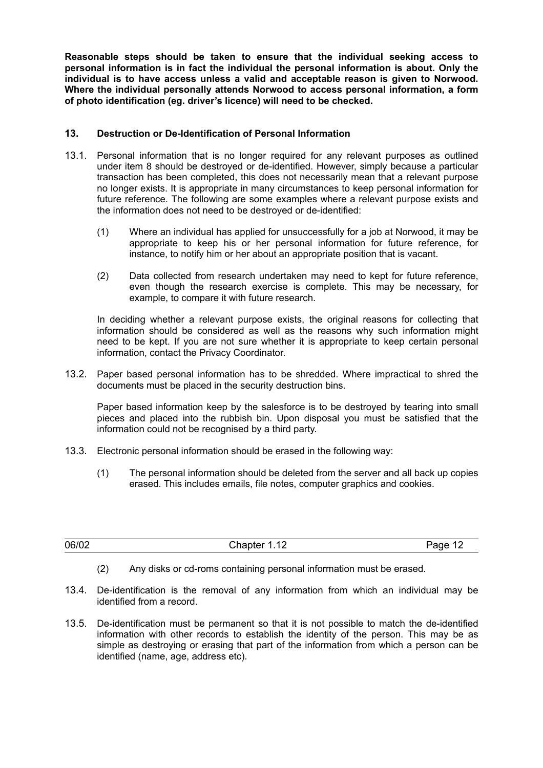**Reasonable steps should be taken to ensure that the individual seeking access to personal information is in fact the individual the personal information is about. Only the individual is to have access unless a valid and acceptable reason is given to Norwood. Where the individual personally attends Norwood to access personal information, a form of photo identification (eg. driver's licence) will need to be checked.**

### 13. Destruction or De-Identification of Personal Information

13.1. Personal information that is no longer required for any relevant purposes as outlined under item 8 should be destroyed or de-identified. However, simply because a particular transaction has been completed, this does not necessarily mean that a relevant purpose no longer exists. It is appropriate in many circumstances to keep personal information for future reference. The following are some examples where a relevant purpose exists and the information does not need to be destroyed or de-identified:

(1) Where an individual has applied for unsuccessfully for a job at Norwood, it may be appropriate to keep his or her personal information for future reference, for instance, to notify him or her about an appropriate position that is vacant.

(2) Data collected from research undertaken may need to kept for future reference, even though the research exercise is complete. This may be necessary, for example, to compare it with future research.

In deciding whether a relevant purpose exists, the original reasons for collecting that information should be considered as well as the reasons why such information might need to be kept. If you are not sure whether it is appropriate to keep certain personal information, contact the Privacy Coordinator.

13.2. Paper based personal information has to be shredded. Where impractical to shred the documents must be placed in the security destruction bins.

Paper based information keep by the salesforce is to be destroyed by tearing into small pieces and placed into the rubbish bin. Upon disposal you must be satisfied that the information could not be recognised by a third party.

13.3. Electronic personal information should be erased in the following way:

(1) The personal information should be deleted from the server and all back up copies erased. This includes emails, file notes, computer graphics and cookies.

(2) Any disks or cd-roms containing personal information must be erased.

13.4. De-identification is the removal of any information from which an individual may be identified from a record.

13.5. De-identification must be permanent so that it is not possible to match the de-identified information with other records to establish the identity of the person. This may be as simple as destroying or erasing that part of the information from which a person can be identified (name, age, address etc).